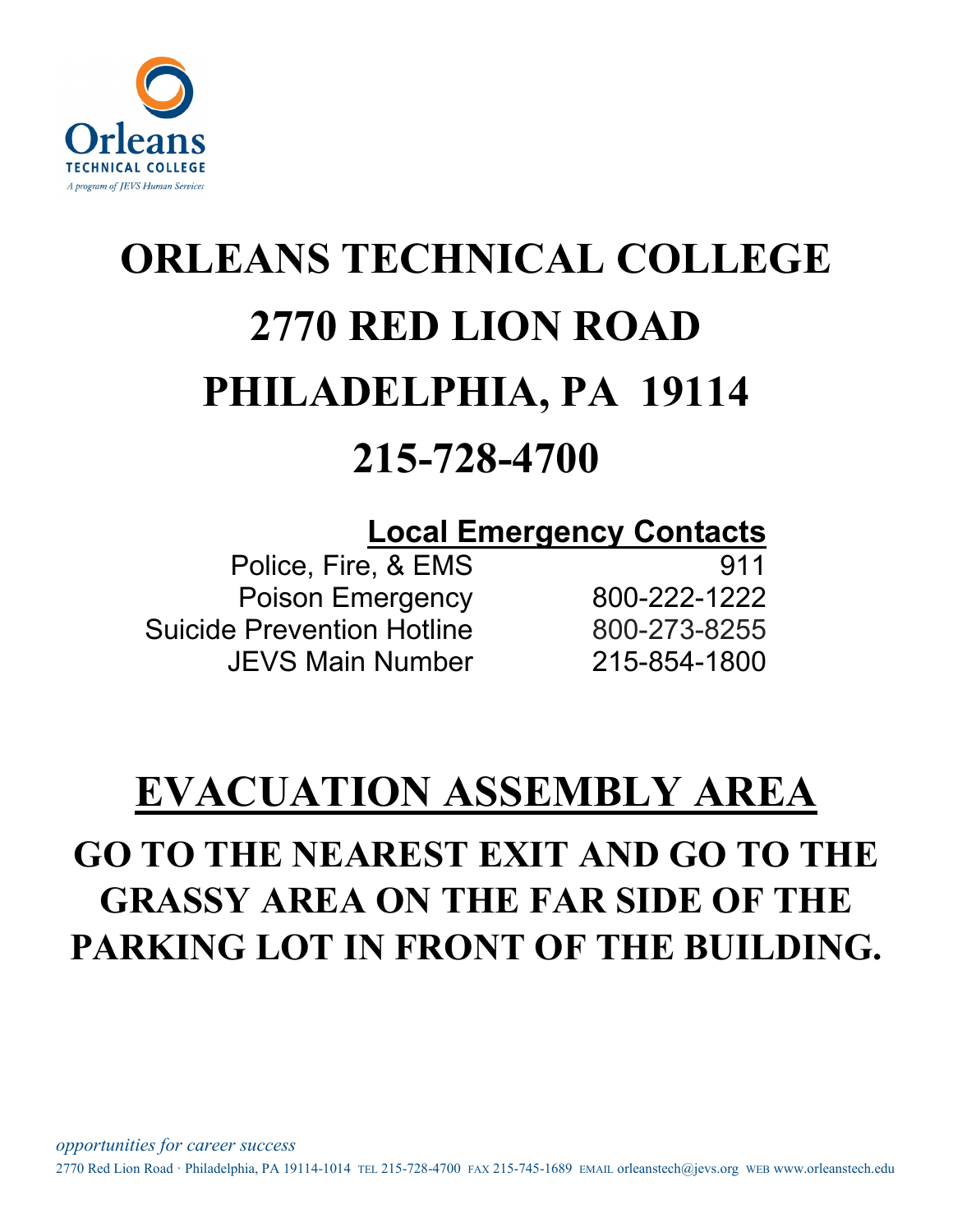Orleans
TECHNICAL COLLEGE
*A program of JEVS Human Services*

# ORLEANS TECHNICAL COLLEGE
# 2770 RED LION ROAD
# PHILADELPHIA, PA 19114
# 215-728-4700

## Local Emergency Contacts

| | |
|---|---|
| Police, Fire, & EMS | 911 |
| Poison Emergency | 800-222-1222 |
| Suicide Prevention Hotline | 800-273-8255 |
| JEVS Main Number | 215-854-1800 |

# EVACUATION ASSEMBLY AREA

## GO TO THE NEAREST EXIT AND GO TO THE GRASSY AREA ON THE FAR SIDE OF THE PARKING LOT IN FRONT OF THE BUILDING.

*opportunities for career success*

2770 Red Lion Road · Philadelphia, PA 19114-1014 TEL 215-728-4700 FAX 215-745-1689 EMAIL orleanstech@jevs.org WEB www.orleanstech.edu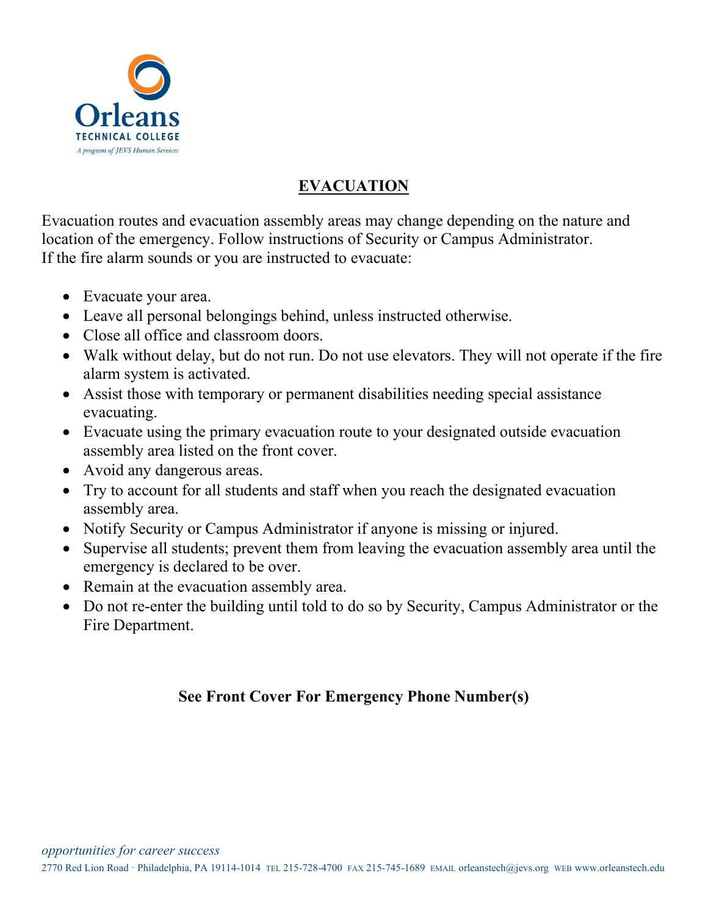# EVACUATION

Evacuation routes and evacuation assembly areas may change depending on the nature and location of the emergency. Follow instructions of Security or Campus Administrator. If the fire alarm sounds or you are instructed to evacuate:

- Evacuate your area.
- Leave all personal belongings behind, unless instructed otherwise.
- Close all office and classroom doors.
- Walk without delay, but do not run. Do not use elevators. They will not operate if the fire alarm system is activated.
- Assist those with temporary or permanent disabilities needing special assistance evacuating.
- Evacuate using the primary evacuation route to your designated outside evacuation assembly area listed on the front cover.
- Avoid any dangerous areas.
- Try to account for all students and staff when you reach the designated evacuation assembly area.
- Notify Security or Campus Administrator if anyone is missing or injured.
- Supervise all students; prevent them from leaving the evacuation assembly area until the emergency is declared to be over.
- Remain at the evacuation assembly area.
- Do not re-enter the building until told to do so by Security, Campus Administrator or the Fire Department.

**See Front Cover For Emergency Phone Number(s)**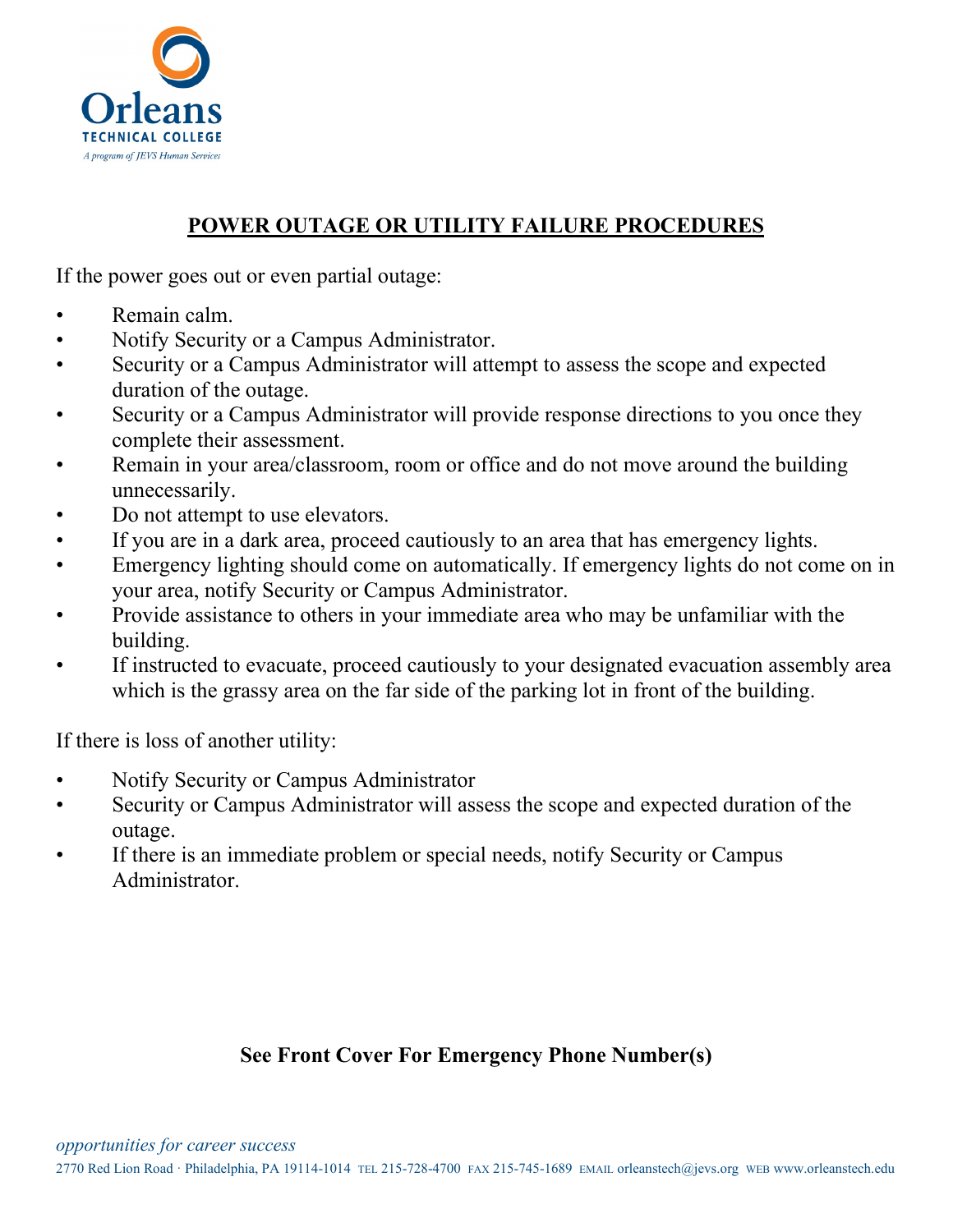## POWER OUTAGE OR UTILITY FAILURE PROCEDURES

If the power goes out or even partial outage:

- Remain calm.
- Notify Security or a Campus Administrator.
- Security or a Campus Administrator will attempt to assess the scope and expected duration of the outage.
- Security or a Campus Administrator will provide response directions to you once they complete their assessment.
- Remain in your area/classroom, room or office and do not move around the building unnecessarily.
- Do not attempt to use elevators.
- If you are in a dark area, proceed cautiously to an area that has emergency lights.
- Emergency lighting should come on automatically. If emergency lights do not come on in your area, notify Security or Campus Administrator.
- Provide assistance to others in your immediate area who may be unfamiliar with the building.
- If instructed to evacuate, proceed cautiously to your designated evacuation assembly area which is the grassy area on the far side of the parking lot in front of the building.

If there is loss of another utility:

- Notify Security or Campus Administrator
- Security or Campus Administrator will assess the scope and expected duration of the outage.
- If there is an immediate problem or special needs, notify Security or Campus Administrator.

**See Front Cover For Emergency Phone Number(s)**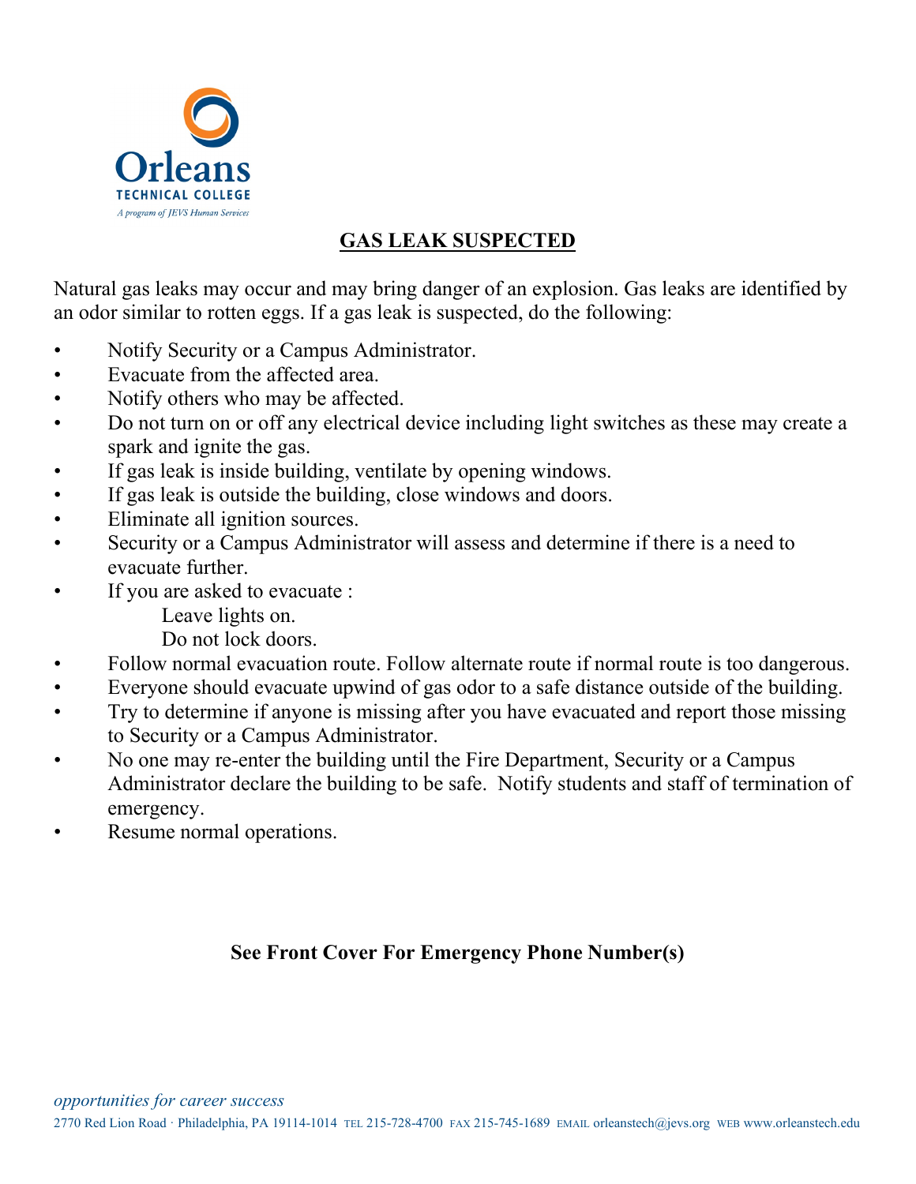Orleans TECHNICAL COLLEGE
*A program of JEVS Human Services*

## GAS LEAK SUSPECTED

Natural gas leaks may occur and may bring danger of an explosion. Gas leaks are identified by an odor similar to rotten eggs. If a gas leak is suspected, do the following:

- Notify Security or a Campus Administrator.
- Evacuate from the affected area.
- Notify others who may be affected.
- Do not turn on or off any electrical device including light switches as these may create a spark and ignite the gas.
- If gas leak is inside building, ventilate by opening windows.
- If gas leak is outside the building, close windows and doors.
- Eliminate all ignition sources.
- Security or a Campus Administrator will assess and determine if there is a need to evacuate further.
- If you are asked to evacuate :
  - Leave lights on.
  - Do not lock doors.
- Follow normal evacuation route. Follow alternate route if normal route is too dangerous.
- Everyone should evacuate upwind of gas odor to a safe distance outside of the building.
- Try to determine if anyone is missing after you have evacuated and report those missing to Security or a Campus Administrator.
- No one may re-enter the building until the Fire Department, Security or a Campus Administrator declare the building to be safe. Notify students and staff of termination of emergency.
- Resume normal operations.

**See Front Cover For Emergency Phone Number(s)**

*opportunities for career success*

2770 Red Lion Road · Philadelphia, PA 19114-1014 TEL 215-728-4700 FAX 215-745-1689 EMAIL orleanstech@jevs.org WEB www.orleanstech.edu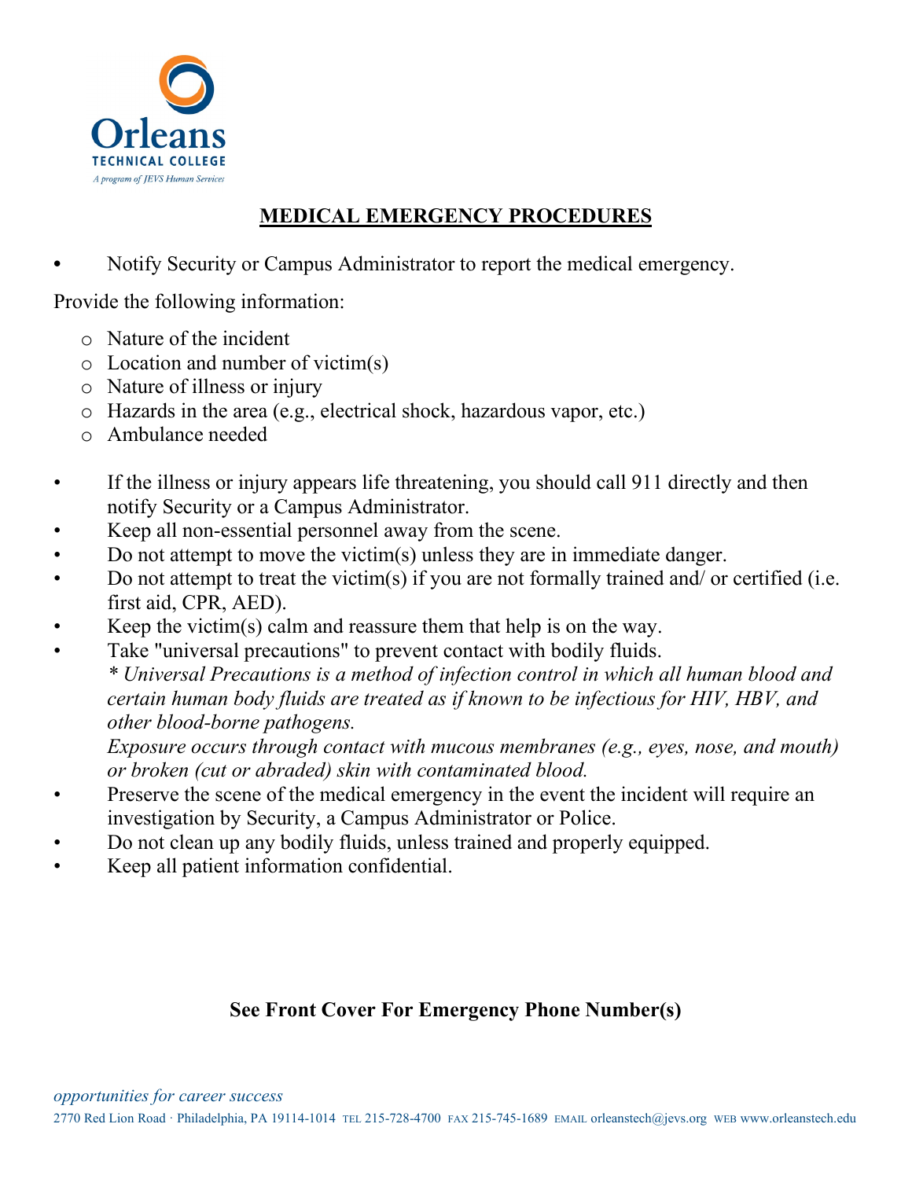Orleans
TECHNICAL COLLEGE
*A program of JEVS Human Services*

# MEDICAL EMERGENCY PROCEDURES

- Notify Security or Campus Administrator to report the medical emergency.

Provide the following information:

- Nature of the incident
- Location and number of victim(s)
- Nature of illness or injury
- Hazards in the area (e.g., electrical shock, hazardous vapor, etc.)
- Ambulance needed

- If the illness or injury appears life threatening, you should call 911 directly and then notify Security or a Campus Administrator.
- Keep all non-essential personnel away from the scene.
- Do not attempt to move the victim(s) unless they are in immediate danger.
- Do not attempt to treat the victim(s) if you are not formally trained and/ or certified (i.e. first aid, CPR, AED).
- Keep the victim(s) calm and reassure them that help is on the way.
- Take "universal precautions" to prevent contact with bodily fluids.
  *\* Universal Precautions is a method of infection control in which all human blood and certain human body fluids are treated as if known to be infectious for HIV, HBV, and other blood-borne pathogens.*
  *Exposure occurs through contact with mucous membranes (e.g., eyes, nose, and mouth) or broken (cut or abraded) skin with contaminated blood.*
- Preserve the scene of the medical emergency in the event the incident will require an investigation by Security, a Campus Administrator or Police.
- Do not clean up any bodily fluids, unless trained and properly equipped.
- Keep all patient information confidential.

**See Front Cover For Emergency Phone Number(s)**

*opportunities for career success*
2770 Red Lion Road · Philadelphia, PA 19114-1014 TEL 215-728-4700 FAX 215-745-1689 EMAIL orleanstech@jevs.org WEB www.orleanstech.edu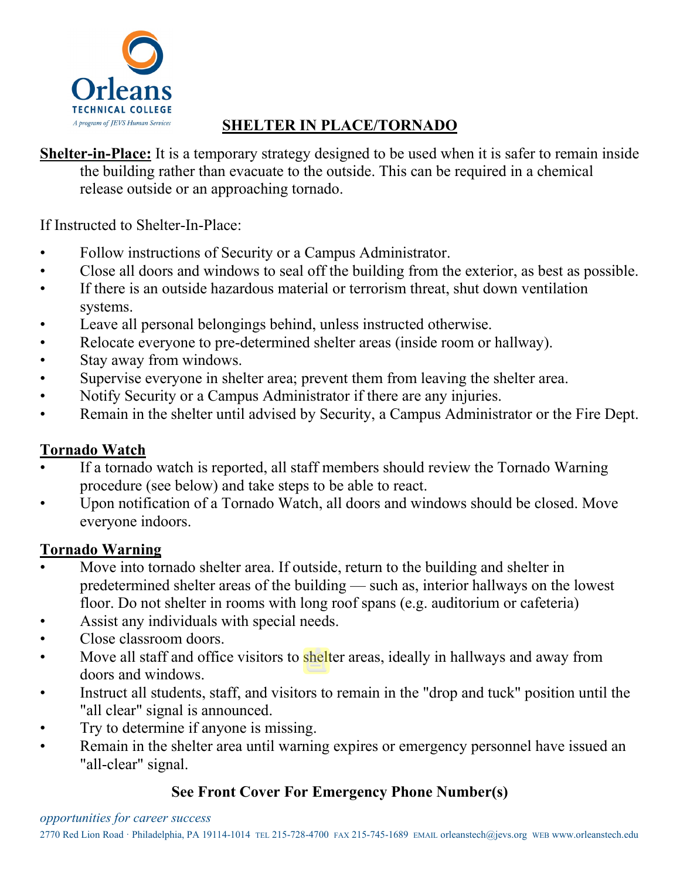# SHELTER IN PLACE/TORNADO

**Shelter-in-Place:** It is a temporary strategy designed to be used when it is safer to remain inside the building rather than evacuate to the outside. This can be required in a chemical release outside or an approaching tornado.

If Instructed to Shelter-In-Place:

- Follow instructions of Security or a Campus Administrator.
- Close all doors and windows to seal off the building from the exterior, as best as possible.
- If there is an outside hazardous material or terrorism threat, shut down ventilation systems.
- Leave all personal belongings behind, unless instructed otherwise.
- Relocate everyone to pre-determined shelter areas (inside room or hallway).
- Stay away from windows.
- Supervise everyone in shelter area; prevent them from leaving the shelter area.
- Notify Security or a Campus Administrator if there are any injuries.
- Remain in the shelter until advised by Security, a Campus Administrator or the Fire Dept.

## Tornado Watch

- If a tornado watch is reported, all staff members should review the Tornado Warning procedure (see below) and take steps to be able to react.
- Upon notification of a Tornado Watch, all doors and windows should be closed. Move everyone indoors.

## Tornado Warning

- Move into tornado shelter area. If outside, return to the building and shelter in predetermined shelter areas of the building — such as, interior hallways on the lowest floor. Do not shelter in rooms with long roof spans (e.g. auditorium or cafeteria)
- Assist any individuals with special needs.
- Close classroom doors.
- Move all staff and office visitors to shelter areas, ideally in hallways and away from doors and windows.
- Instruct all students, staff, and visitors to remain in the "drop and tuck" position until the "all clear" signal is announced.
- Try to determine if anyone is missing.
- Remain in the shelter area until warning expires or emergency personnel have issued an "all-clear" signal.

**See Front Cover For Emergency Phone Number(s)**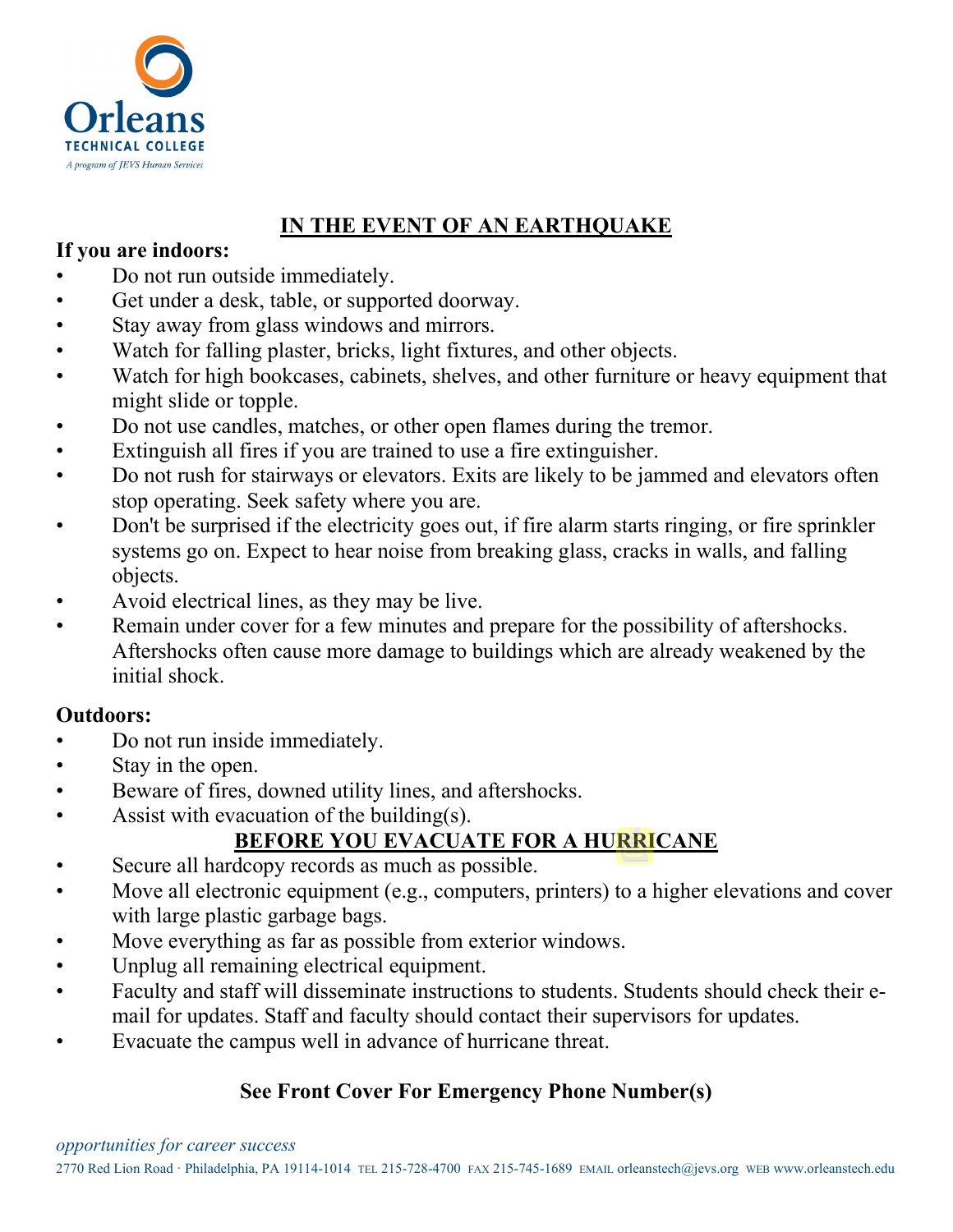## IN THE EVENT OF AN EARTHQUAKE

**If you are indoors:**

- Do not run outside immediately.
- Get under a desk, table, or supported doorway.
- Stay away from glass windows and mirrors.
- Watch for falling plaster, bricks, light fixtures, and other objects.
- Watch for high bookcases, cabinets, shelves, and other furniture or heavy equipment that might slide or topple.
- Do not use candles, matches, or other open flames during the tremor.
- Extinguish all fires if you are trained to use a fire extinguisher.
- Do not rush for stairways or elevators. Exits are likely to be jammed and elevators often stop operating. Seek safety where you are.
- Don't be surprised if the electricity goes out, if fire alarm starts ringing, or fire sprinkler systems go on. Expect to hear noise from breaking glass, cracks in walls, and falling objects.
- Avoid electrical lines, as they may be live.
- Remain under cover for a few minutes and prepare for the possibility of aftershocks. Aftershocks often cause more damage to buildings which are already weakened by the initial shock.

**Outdoors:**

- Do not run inside immediately.
- Stay in the open.
- Beware of fires, downed utility lines, and aftershocks.
- Assist with evacuation of the building(s).

## BEFORE YOU EVACUATE FOR A HURRICANE

- Secure all hardcopy records as much as possible.
- Move all electronic equipment (e.g., computers, printers) to a higher elevations and cover with large plastic garbage bags.
- Move everything as far as possible from exterior windows.
- Unplug all remaining electrical equipment.
- Faculty and staff will disseminate instructions to students. Students should check their e-mail for updates. Staff and faculty should contact their supervisors for updates.
- Evacuate the campus well in advance of hurricane threat.

**See Front Cover For Emergency Phone Number(s)**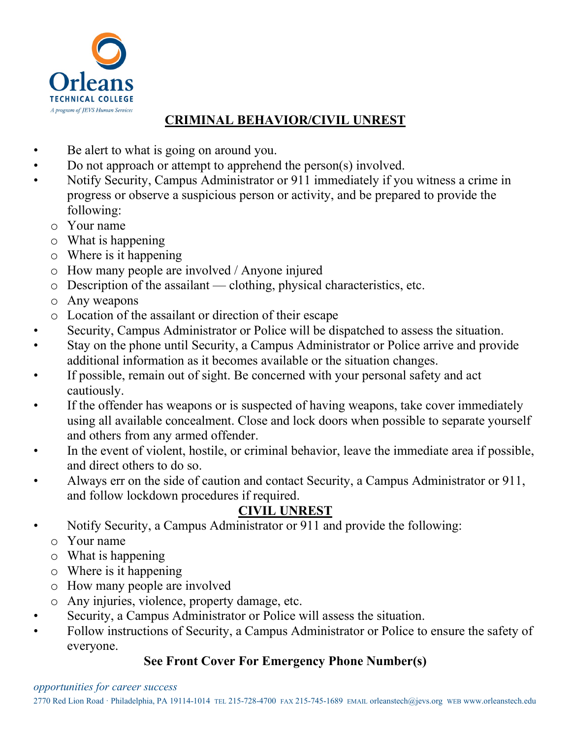## CRIMINAL BEHAVIOR/CIVIL UNREST

- Be alert to what is going on around you.
- Do not approach or attempt to apprehend the person(s) involved.
- Notify Security, Campus Administrator or 911 immediately if you witness a crime in progress or observe a suspicious person or activity, and be prepared to provide the following:
  - Your name
  - What is happening
  - Where is it happening
  - How many people are involved / Anyone injured
  - Description of the assailant — clothing, physical characteristics, etc.
  - Any weapons
  - Location of the assailant or direction of their escape
- Security, Campus Administrator or Police will be dispatched to assess the situation.
- Stay on the phone until Security, a Campus Administrator or Police arrive and provide additional information as it becomes available or the situation changes.
- If possible, remain out of sight. Be concerned with your personal safety and act cautiously.
- If the offender has weapons or is suspected of having weapons, take cover immediately using all available concealment. Close and lock doors when possible to separate yourself and others from any armed offender.
- In the event of violent, hostile, or criminal behavior, leave the immediate area if possible, and direct others to do so.
- Always err on the side of caution and contact Security, a Campus Administrator or 911, and follow lockdown procedures if required.

## CIVIL UNREST

- Notify Security, a Campus Administrator or 911 and provide the following:
  - Your name
  - What is happening
  - Where is it happening
  - How many people are involved
  - Any injuries, violence, property damage, etc.
- Security, a Campus Administrator or Police will assess the situation.
- Follow instructions of Security, a Campus Administrator or Police to ensure the safety of everyone.

**See Front Cover For Emergency Phone Number(s)**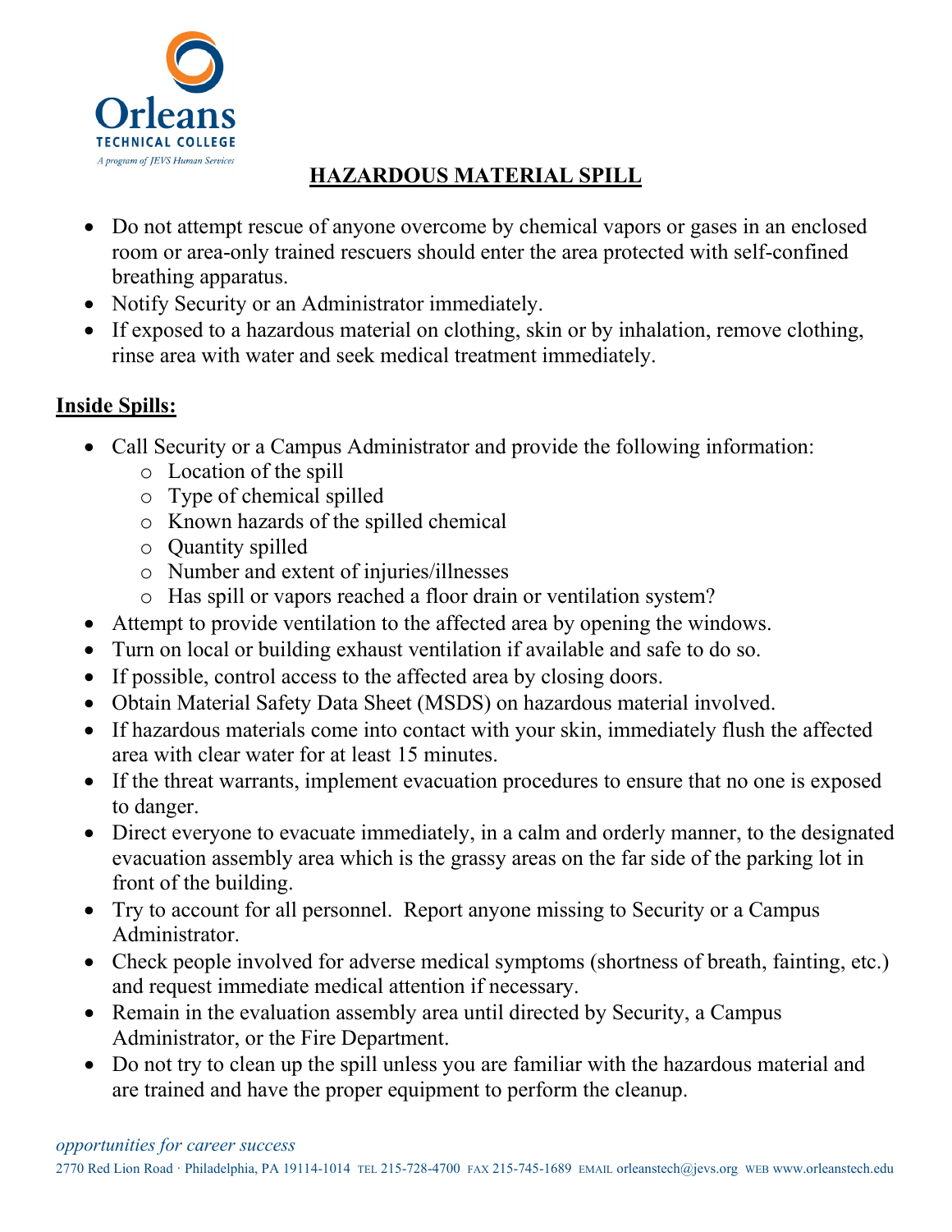## HAZARDOUS MATERIAL SPILL

- Do not attempt rescue of anyone overcome by chemical vapors or gases in an enclosed room or area-only trained rescuers should enter the area protected with self-confined breathing apparatus.
- Notify Security or an Administrator immediately.
- If exposed to a hazardous material on clothing, skin or by inhalation, remove clothing, rinse area with water and seek medical treatment immediately.

### Inside Spills:

- Call Security or a Campus Administrator and provide the following information:
  - Location of the spill
  - Type of chemical spilled
  - Known hazards of the spilled chemical
  - Quantity spilled
  - Number and extent of injuries/illnesses
  - Has spill or vapors reached a floor drain or ventilation system?
- Attempt to provide ventilation to the affected area by opening the windows.
- Turn on local or building exhaust ventilation if available and safe to do so.
- If possible, control access to the affected area by closing doors.
- Obtain Material Safety Data Sheet (MSDS) on hazardous material involved.
- If hazardous materials come into contact with your skin, immediately flush the affected area with clear water for at least 15 minutes.
- If the threat warrants, implement evacuation procedures to ensure that no one is exposed to danger.
- Direct everyone to evacuate immediately, in a calm and orderly manner, to the designated evacuation assembly area which is the grassy areas on the far side of the parking lot in front of the building.
- Try to account for all personnel. Report anyone missing to Security or a Campus Administrator.
- Check people involved for adverse medical symptoms (shortness of breath, fainting, etc.) and request immediate medical attention if necessary.
- Remain in the evaluation assembly area until directed by Security, a Campus Administrator, or the Fire Department.
- Do not try to clean up the spill unless you are familiar with the hazardous material and are trained and have the proper equipment to perform the cleanup.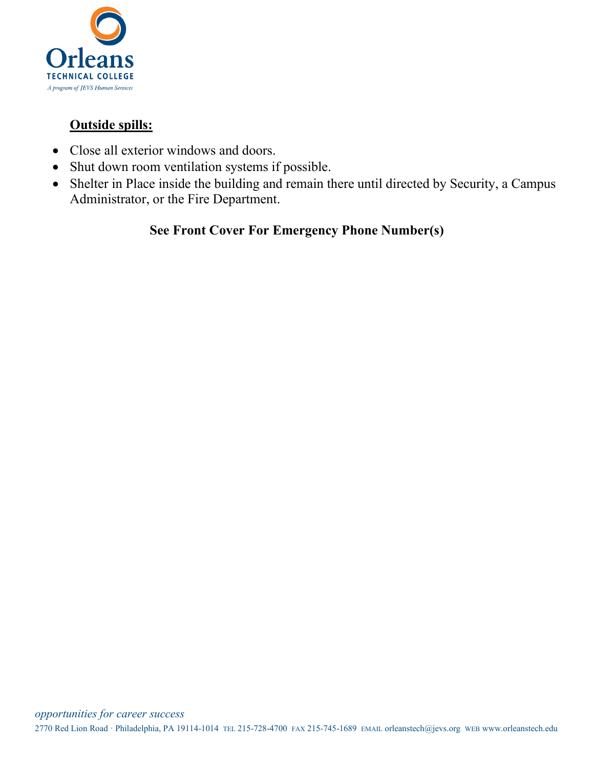**Outside spills:**

- Close all exterior windows and doors.
- Shut down room ventilation systems if possible.
- Shelter in Place inside the building and remain there until directed by Security, a Campus Administrator, or the Fire Department.

**See Front Cover For Emergency Phone Number(s)**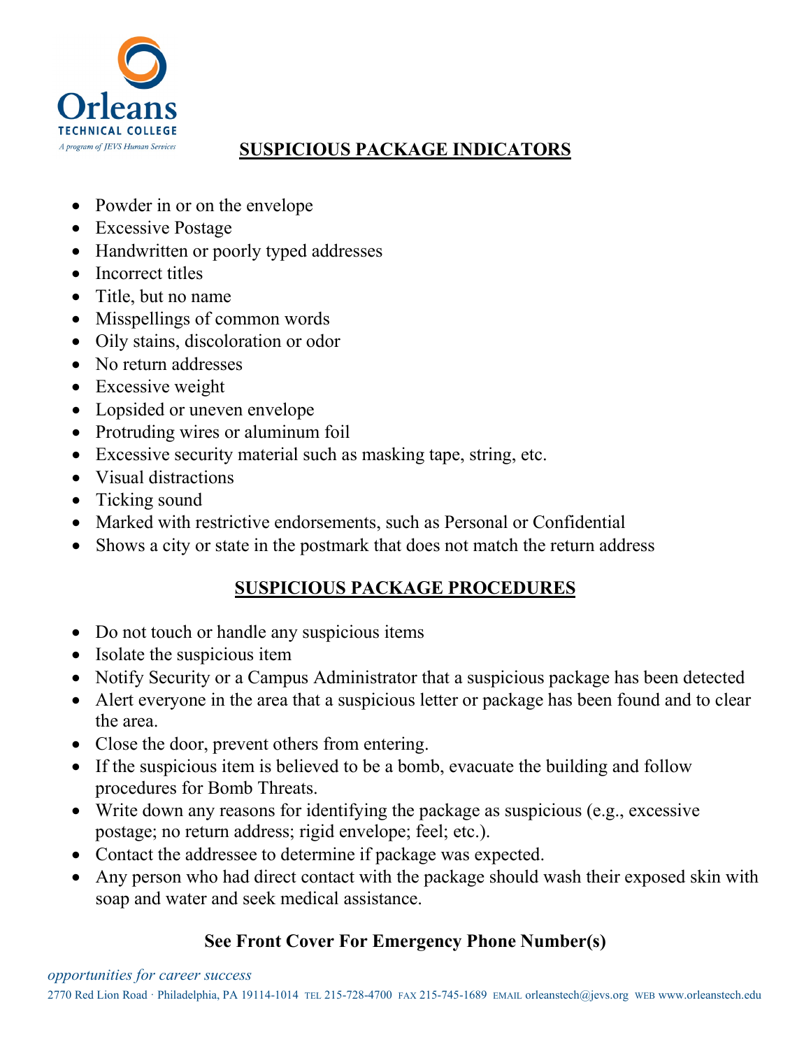## SUSPICIOUS PACKAGE INDICATORS

- Powder in or on the envelope
- Excessive Postage
- Handwritten or poorly typed addresses
- Incorrect titles
- Title, but no name
- Misspellings of common words
- Oily stains, discoloration or odor
- No return addresses
- Excessive weight
- Lopsided or uneven envelope
- Protruding wires or aluminum foil
- Excessive security material such as masking tape, string, etc.
- Visual distractions
- Ticking sound
- Marked with restrictive endorsements, such as Personal or Confidential
- Shows a city or state in the postmark that does not match the return address

## SUSPICIOUS PACKAGE PROCEDURES

- Do not touch or handle any suspicious items
- Isolate the suspicious item
- Notify Security or a Campus Administrator that a suspicious package has been detected
- Alert everyone in the area that a suspicious letter or package has been found and to clear the area.
- Close the door, prevent others from entering.
- If the suspicious item is believed to be a bomb, evacuate the building and follow procedures for Bomb Threats.
- Write down any reasons for identifying the package as suspicious (e.g., excessive postage; no return address; rigid envelope; feel; etc.).
- Contact the addressee to determine if package was expected.
- Any person who had direct contact with the package should wash their exposed skin with soap and water and seek medical assistance.

**See Front Cover For Emergency Phone Number(s)**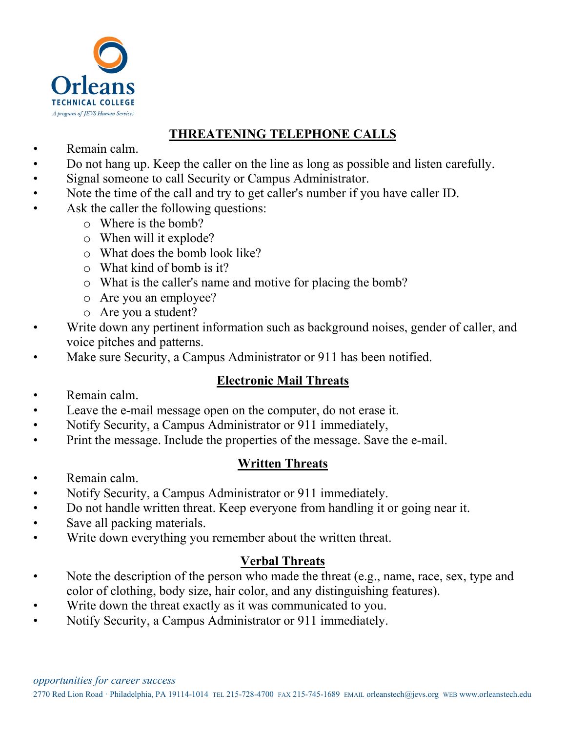## THREATENING TELEPHONE CALLS

- Remain calm.
- Do not hang up. Keep the caller on the line as long as possible and listen carefully.
- Signal someone to call Security or Campus Administrator.
- Note the time of the call and try to get caller's number if you have caller ID.
- Ask the caller the following questions:
  - Where is the bomb?
  - When will it explode?
  - What does the bomb look like?
  - What kind of bomb is it?
  - What is the caller's name and motive for placing the bomb?
  - Are you an employee?
  - Are you a student?
- Write down any pertinent information such as background noises, gender of caller, and voice pitches and patterns.
- Make sure Security, a Campus Administrator or 911 has been notified.

## Electronic Mail Threats

- Remain calm.
- Leave the e-mail message open on the computer, do not erase it.
- Notify Security, a Campus Administrator or 911 immediately,
- Print the message. Include the properties of the message. Save the e-mail.

## Written Threats

- Remain calm.
- Notify Security, a Campus Administrator or 911 immediately.
- Do not handle written threat. Keep everyone from handling it or going near it.
- Save all packing materials.
- Write down everything you remember about the written threat.

## Verbal Threats

- Note the description of the person who made the threat (e.g., name, race, sex, type and color of clothing, body size, hair color, and any distinguishing features).
- Write down the threat exactly as it was communicated to you.
- Notify Security, a Campus Administrator or 911 immediately.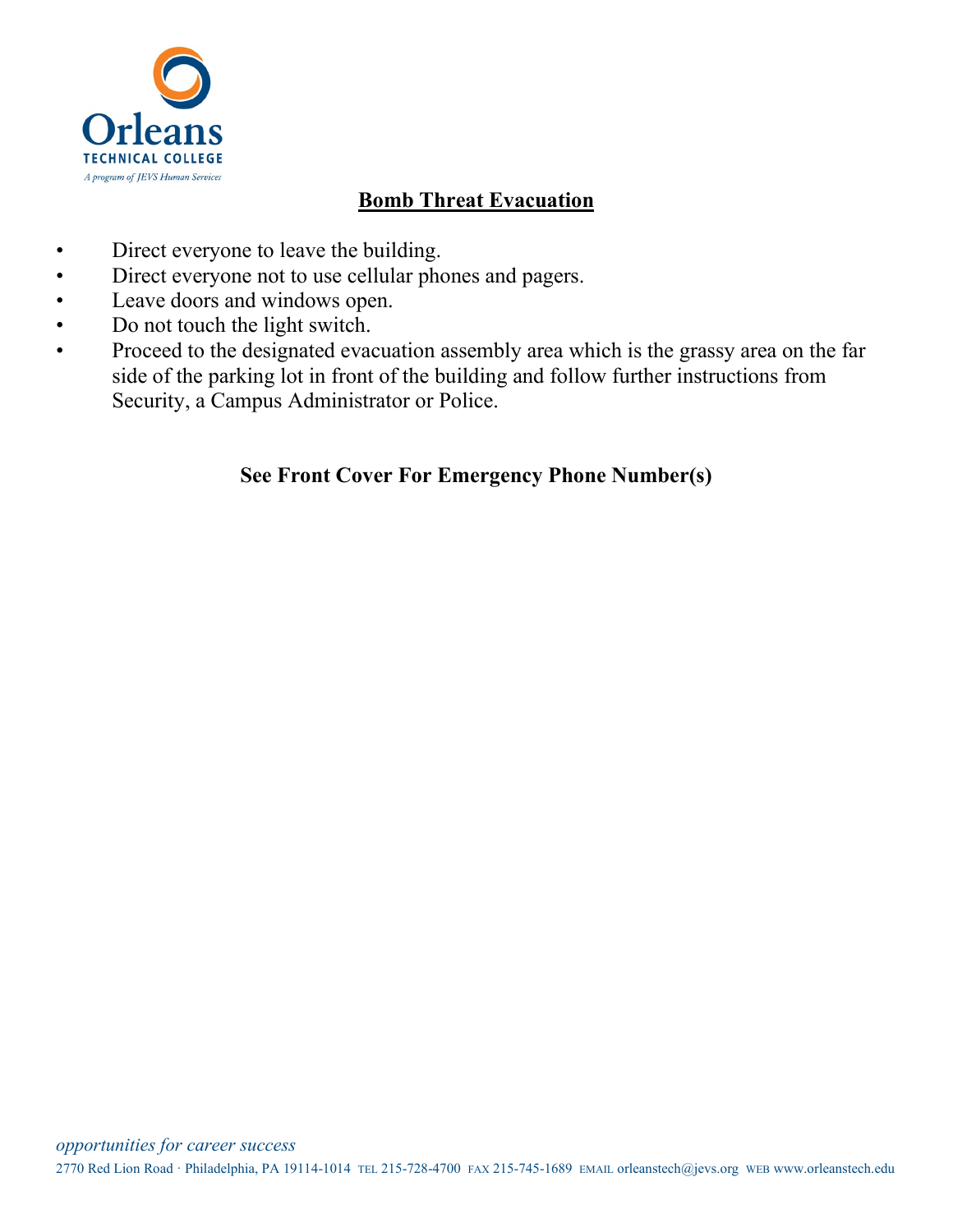## Bomb Threat Evacuation

- Direct everyone to leave the building.
- Direct everyone not to use cellular phones and pagers.
- Leave doors and windows open.
- Do not touch the light switch.
- Proceed to the designated evacuation assembly area which is the grassy area on the far side of the parking lot in front of the building and follow further instructions from Security, a Campus Administrator or Police.

**See Front Cover For Emergency Phone Number(s)**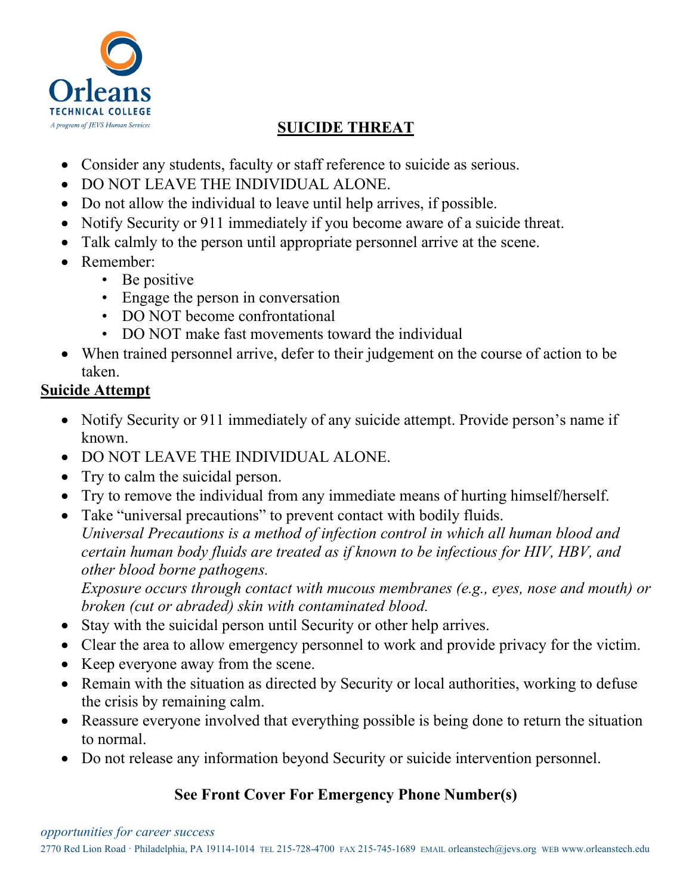## SUICIDE THREAT

- Consider any students, faculty or staff reference to suicide as serious.
- DO NOT LEAVE THE INDIVIDUAL ALONE.
- Do not allow the individual to leave until help arrives, if possible.
- Notify Security or 911 immediately if you become aware of a suicide threat.
- Talk calmly to the person until appropriate personnel arrive at the scene.
- Remember:
  - Be positive
  - Engage the person in conversation
  - DO NOT become confrontational
  - DO NOT make fast movements toward the individual
- When trained personnel arrive, defer to their judgement on the course of action to be taken.

### Suicide Attempt

- Notify Security or 911 immediately of any suicide attempt. Provide person's name if known.
- DO NOT LEAVE THE INDIVIDUAL ALONE.
- Try to calm the suicidal person.
- Try to remove the individual from any immediate means of hurting himself/herself.
- Take "universal precautions" to prevent contact with bodily fluids.
  *Universal Precautions is a method of infection control in which all human blood and certain human body fluids are treated as if known to be infectious for HIV, HBV, and other blood borne pathogens.*
  *Exposure occurs through contact with mucous membranes (e.g., eyes, nose and mouth) or broken (cut or abraded) skin with contaminated blood.*
- Stay with the suicidal person until Security or other help arrives.
- Clear the area to allow emergency personnel to work and provide privacy for the victim.
- Keep everyone away from the scene.
- Remain with the situation as directed by Security or local authorities, working to defuse the crisis by remaining calm.
- Reassure everyone involved that everything possible is being done to return the situation to normal.
- Do not release any information beyond Security or suicide intervention personnel.

**See Front Cover For Emergency Phone Number(s)**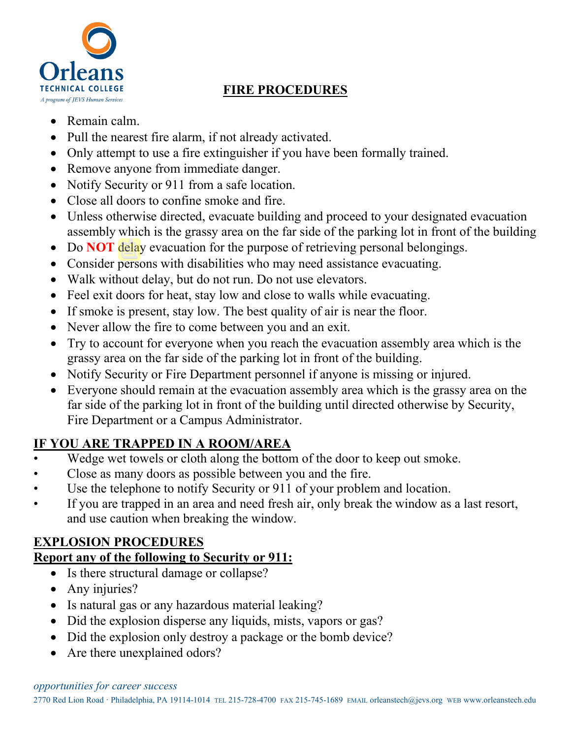**Orleans TECHNICAL COLLEGE**
*A program of JEVS Human Services*

# FIRE PROCEDURES

- Remain calm.
- Pull the nearest fire alarm, if not already activated.
- Only attempt to use a fire extinguisher if you have been formally trained.
- Remove anyone from immediate danger.
- Notify Security or 911 from a safe location.
- Close all doors to confine smoke and fire.
- Unless otherwise directed, evacuate building and proceed to your designated evacuation assembly which is the grassy area on the far side of the parking lot in front of the building
- Do **NOT** delay evacuation for the purpose of retrieving personal belongings.
- Consider persons with disabilities who may need assistance evacuating.
- Walk without delay, but do not run. Do not use elevators.
- Feel exit doors for heat, stay low and close to walls while evacuating.
- If smoke is present, stay low. The best quality of air is near the floor.
- Never allow the fire to come between you and an exit.
- Try to account for everyone when you reach the evacuation assembly area which is the grassy area on the far side of the parking lot in front of the building.
- Notify Security or Fire Department personnel if anyone is missing or injured.
- Everyone should remain at the evacuation assembly area which is the grassy area on the far side of the parking lot in front of the building until directed otherwise by Security, Fire Department or a Campus Administrator.

## IF YOU ARE TRAPPED IN A ROOM/AREA

- Wedge wet towels or cloth along the bottom of the door to keep out smoke.
- Close as many doors as possible between you and the fire.
- Use the telephone to notify Security or 911 of your problem and location.
- If you are trapped in an area and need fresh air, only break the window as a last resort, and use caution when breaking the window.

## EXPLOSION PROCEDURES

**Report any of the following to Security or 911:**

- Is there structural damage or collapse?
- Any injuries?
- Is natural gas or any hazardous material leaking?
- Did the explosion disperse any liquids, mists, vapors or gas?
- Did the explosion only destroy a package or the bomb device?
- Are there unexplained odors?

*opportunities for career success*

2770 Red Lion Road · Philadelphia, PA 19114-1014 TEL 215-728-4700 FAX 215-745-1689 EMAIL orleanstech@jevs.org WEB www.orleanstech.edu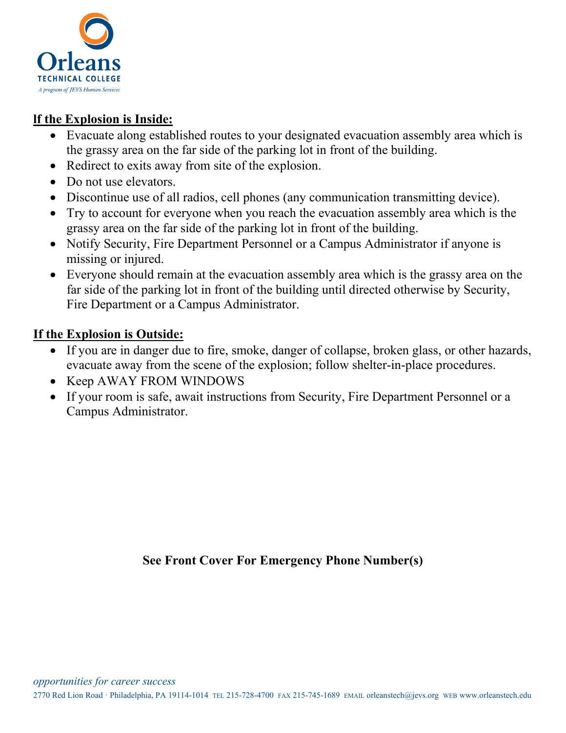**If the Explosion is Inside:**

- Evacuate along established routes to your designated evacuation assembly area which is the grassy area on the far side of the parking lot in front of the building.
- Redirect to exits away from site of the explosion.
- Do not use elevators.
- Discontinue use of all radios, cell phones (any communication transmitting device).
- Try to account for everyone when you reach the evacuation assembly area which is the grassy area on the far side of the parking lot in front of the building.
- Notify Security, Fire Department Personnel or a Campus Administrator if anyone is missing or injured.
- Everyone should remain at the evacuation assembly area which is the grassy area on the far side of the parking lot in front of the building until directed otherwise by Security, Fire Department or a Campus Administrator.

**If the Explosion is Outside:**

- If you are in danger due to fire, smoke, danger of collapse, broken glass, or other hazards, evacuate away from the scene of the explosion; follow shelter-in-place procedures.
- Keep AWAY FROM WINDOWS
- If your room is safe, await instructions from Security, Fire Department Personnel or a Campus Administrator.

**See Front Cover For Emergency Phone Number(s)**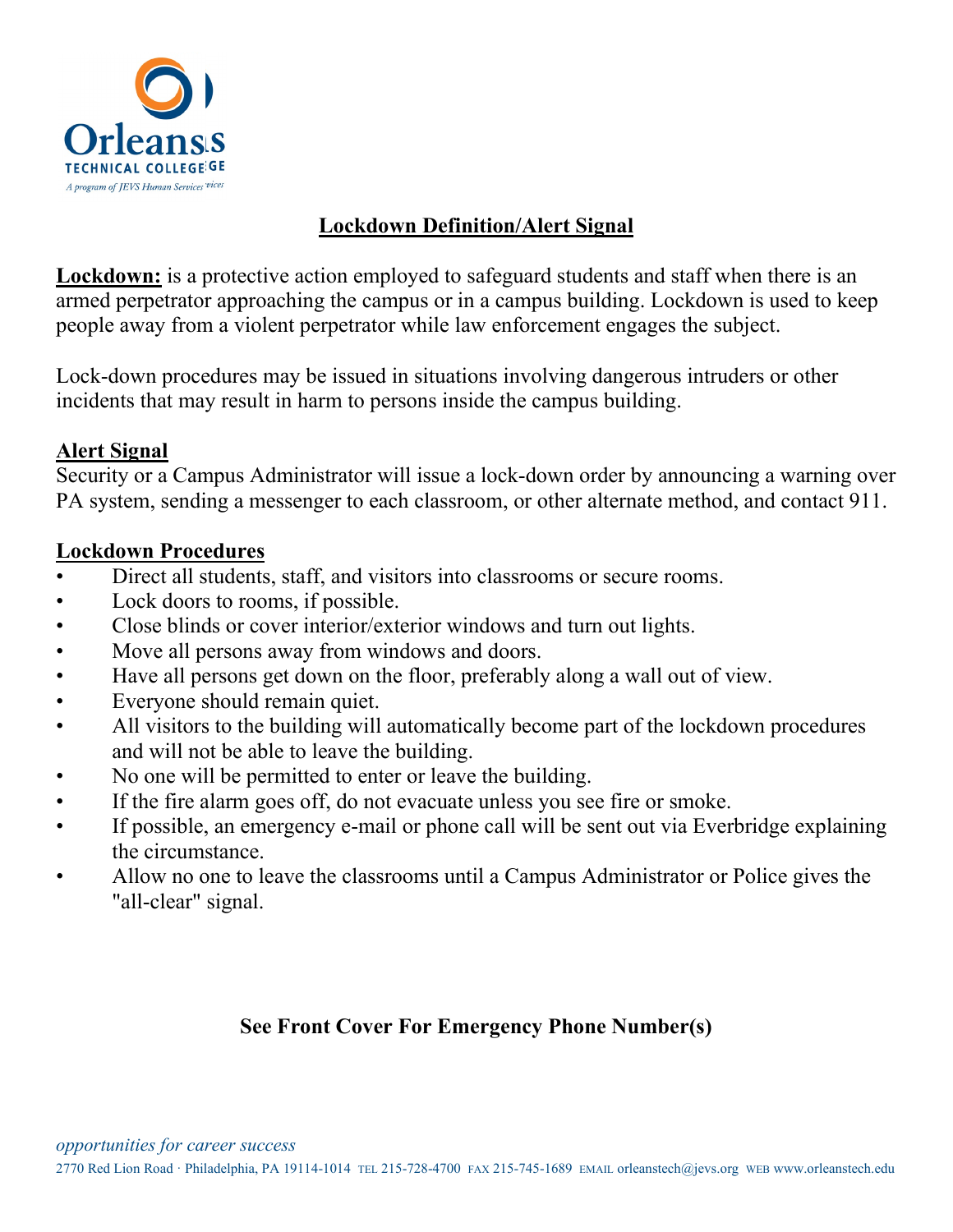## Lockdown Definition/Alert Signal

**Lockdown:** is a protective action employed to safeguard students and staff when there is an armed perpetrator approaching the campus or in a campus building. Lockdown is used to keep people away from a violent perpetrator while law enforcement engages the subject.

Lock-down procedures may be issued in situations involving dangerous intruders or other incidents that may result in harm to persons inside the campus building.

### Alert Signal

Security or a Campus Administrator will issue a lock-down order by announcing a warning over PA system, sending a messenger to each classroom, or other alternate method, and contact 911.

### Lockdown Procedures

- Direct all students, staff, and visitors into classrooms or secure rooms.
- Lock doors to rooms, if possible.
- Close blinds or cover interior/exterior windows and turn out lights.
- Move all persons away from windows and doors.
- Have all persons get down on the floor, preferably along a wall out of view.
- Everyone should remain quiet.
- All visitors to the building will automatically become part of the lockdown procedures and will not be able to leave the building.
- No one will be permitted to enter or leave the building.
- If the fire alarm goes off, do not evacuate unless you see fire or smoke.
- If possible, an emergency e-mail or phone call will be sent out via Everbridge explaining the circumstance.
- Allow no one to leave the classrooms until a Campus Administrator or Police gives the "all-clear" signal.

**See Front Cover For Emergency Phone Number(s)**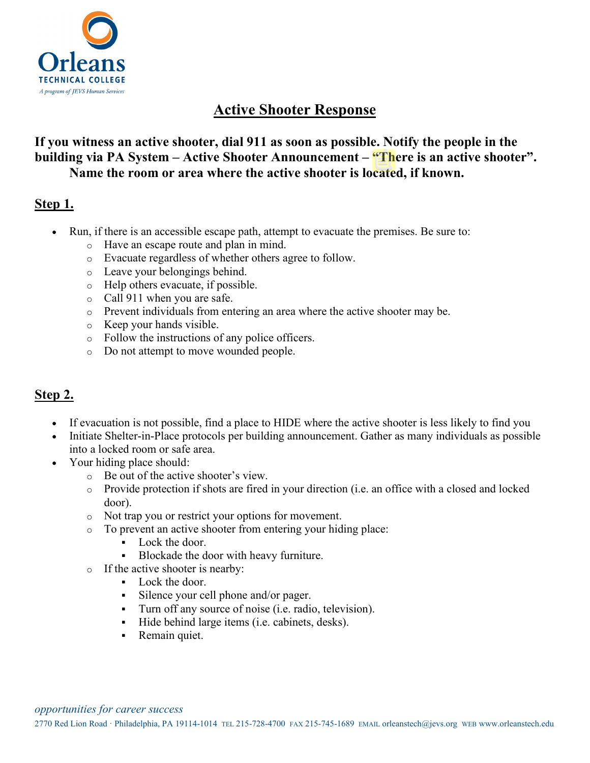**Orleans TECHNICAL COLLEGE**
*A program of JEVS Human Services*

# Active Shooter Response

**If you witness an active shooter, dial 911 as soon as possible. Notify the people in the building via PA System – Active Shooter Announcement – "There is an active shooter". Name the room or area where the active shooter is located, if known.**

## Step 1.

- Run, if there is an accessible escape path, attempt to evacuate the premises. Be sure to:
  - Have an escape route and plan in mind.
  - Evacuate regardless of whether others agree to follow.
  - Leave your belongings behind.
  - Help others evacuate, if possible.
  - Call 911 when you are safe.
  - Prevent individuals from entering an area where the active shooter may be.
  - Keep your hands visible.
  - Follow the instructions of any police officers.
  - Do not attempt to move wounded people.

## Step 2.

- If evacuation is not possible, find a place to HIDE where the active shooter is less likely to find you
- Initiate Shelter-in-Place protocols per building announcement. Gather as many individuals as possible into a locked room or safe area.
- Your hiding place should:
  - Be out of the active shooter's view.
  - Provide protection if shots are fired in your direction (i.e. an office with a closed and locked door).
  - Not trap you or restrict your options for movement.
  - To prevent an active shooter from entering your hiding place:
    - Lock the door.
    - Blockade the door with heavy furniture.
  - If the active shooter is nearby:
    - Lock the door.
    - Silence your cell phone and/or pager.
    - Turn off any source of noise (i.e. radio, television).
    - Hide behind large items (i.e. cabinets, desks).
    - Remain quiet.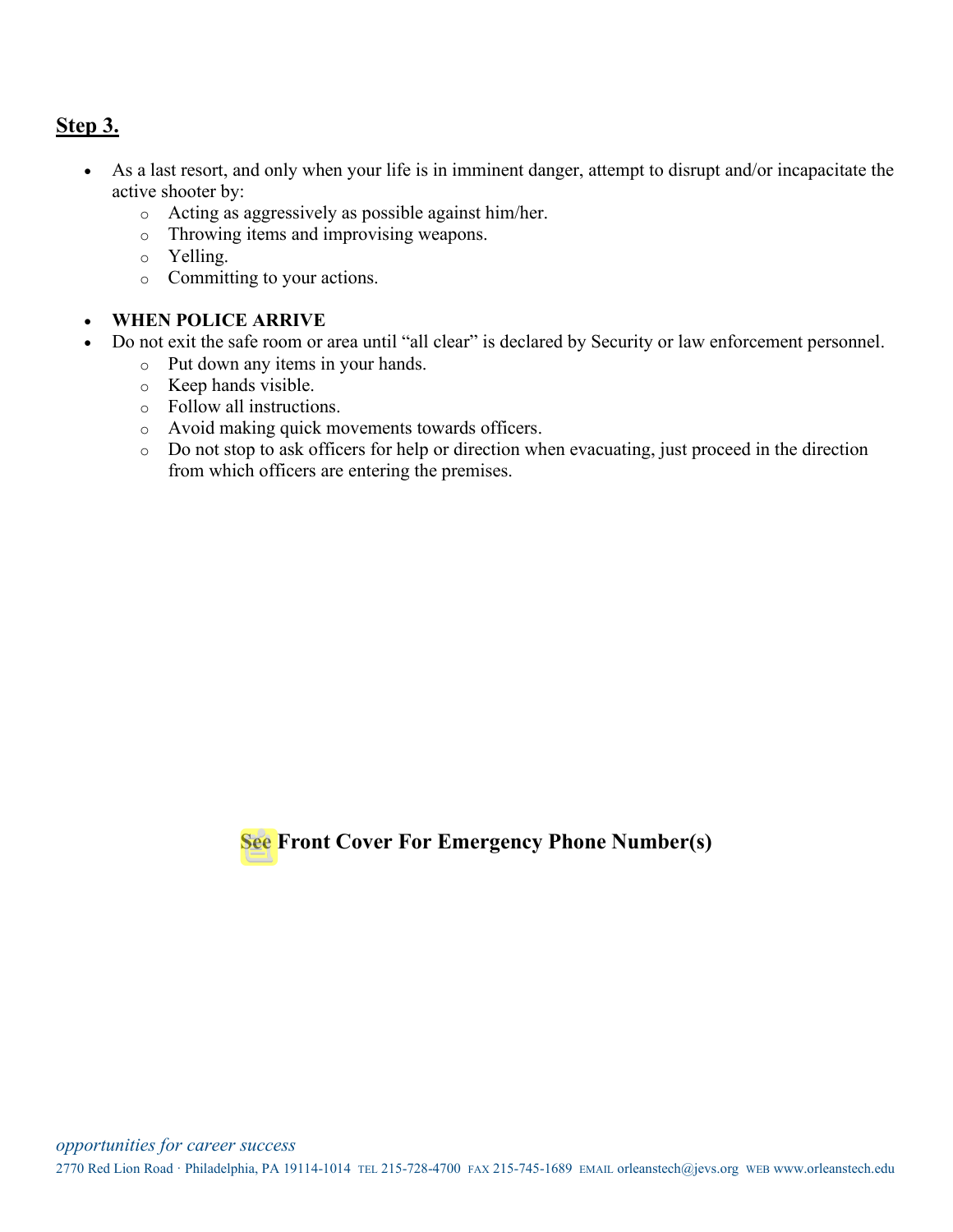## Step 3.

- As a last resort, and only when your life is in imminent danger, attempt to disrupt and/or incapacitate the active shooter by:
    - Acting as aggressively as possible against him/her.
    - Throwing items and improvising weapons.
    - Yelling.
    - Committing to your actions.

- **WHEN POLICE ARRIVE**
- Do not exit the safe room or area until "all clear" is declared by Security or law enforcement personnel.
    - Put down any items in your hands.
    - Keep hands visible.
    - Follow all instructions.
    - Avoid making quick movements towards officers.
    - Do not stop to ask officers for help or direction when evacuating, just proceed in the direction from which officers are entering the premises.

**See Front Cover For Emergency Phone Number(s)**

*opportunities for career success*

2770 Red Lion Road · Philadelphia, PA 19114-1014 TEL 215-728-4700 FAX 215-745-1689 EMAIL orleanstech@jevs.org WEB www.orleanstech.edu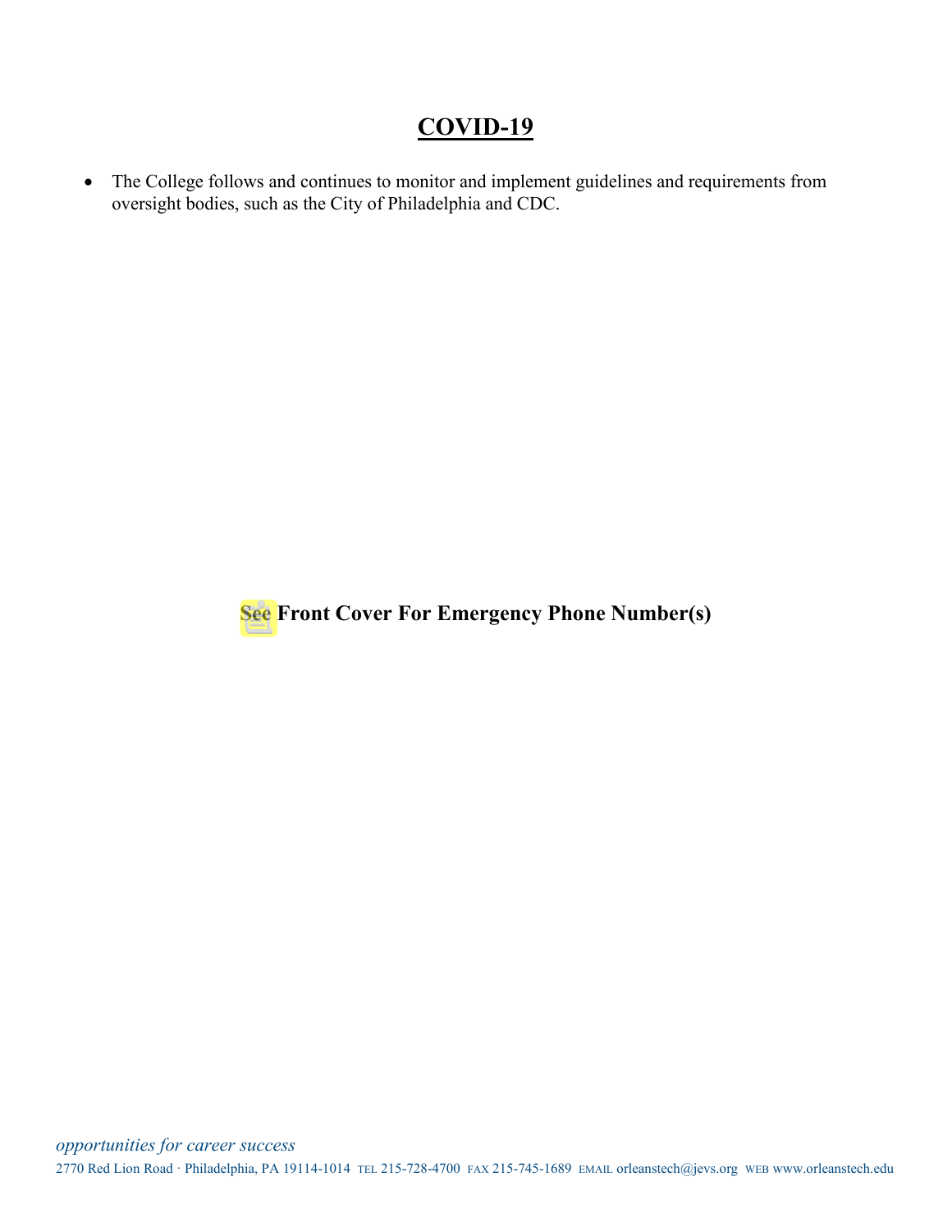# COVID-19

- The College follows and continues to monitor and implement guidelines and requirements from oversight bodies, such as the City of Philadelphia and CDC.

**See Front Cover For Emergency Phone Number(s)**